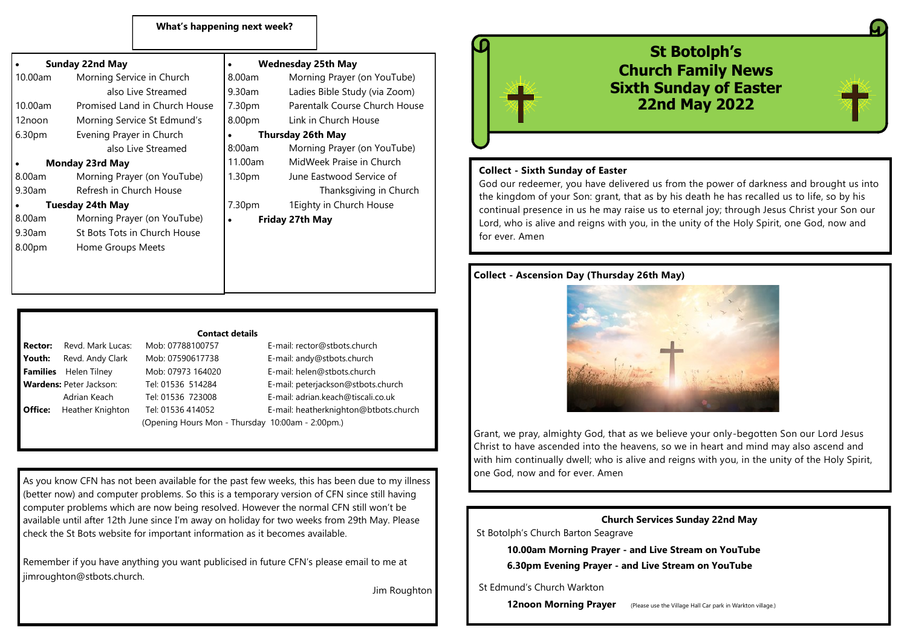# St Botolph's Church Family News Sixth Sunday of Easter 22nd May 2022

## What's happening next week?

- **Sunday 22nd May**

| | |
|---|---|
| 10.00am | Morning Service in Church also Live Streamed |
| 10.00am | Promised Land in Church House |
| 12noon | Morning Service St Edmund's |
| 6.30pm | Evening Prayer in Church also Live Streamed |

- **Monday 23rd May**

| | |
|---|---|
| 8.00am | Morning Prayer (on YouTube) |
| 9.30am | Refresh in Church House |

- **Tuesday 24th May**

| | |
|---|---|
| 8.00am | Morning Prayer (on YouTube) |
| 9.30am | St Bots Tots in Church House |
| 8.00pm | Home Groups Meets |

- **Wednesday 25th May**

| | |
|---|---|
| 8.00am | Morning Prayer (on YouTube) |
| 9.30am | Ladies Bible Study (via Zoom) |
| 7.30pm | Parentalk Course Church House |
| 8.00pm | Link in Church House |

- **Thursday 26th May**

| | |
|---|---|
| 8:00am | Morning Prayer (on YouTube) |
| 11.00am | MidWeek Praise in Church |
| 1.30pm | June Eastwood Service of Thanksgiving in Church |
| 7.30pm | 1Eighty in Church House |

- **Friday 27th May**

## Contact details

| | | | |
|---|---|---|---|
| **Rector:** Revd. Mark Lucas: | Mob: 07788100757 | E-mail: rector@stbots.church |
| **Youth:** Revd. Andy Clark | Mob: 07590617738 | E-mail: andy@stbots.church |
| **Families** Helen Tilney | Mob: 07973 164020 | E-mail: helen@stbots.church |
| **Wardens:** Peter Jackson: | Tel: 01536 514284 | E-mail: peterjackson@stbots.church |
| Adrian Keach | Tel: 01536 723008 | E-mail: adrian.keach@tiscali.co.uk |
| **Office:** Heather Knighton | Tel: 01536 414052 | E-mail: heatherknighton@btbots.church |

(Opening Hours Mon - Thursday 10:00am - 2:00pm.)

As you know CFN has not been available for the past few weeks, this has been due to my illness (better now) and computer problems. So this is a temporary version of CFN since still having computer problems which are now being resolved. However the normal CFN still won't be available until after 12th June since I'm away on holiday for two weeks from 29th May. Please check the St Bots website for important information as it becomes available.

Remember if you have anything you want publicised in future CFN's please email to me at jimroughton@stbots.church.

Jim Roughton

## Collect - Sixth Sunday of Easter

God our redeemer, you have delivered us from the power of darkness and brought us into the kingdom of your Son: grant, that as by his death he has recalled us to life, so by his continual presence in us he may raise us to eternal joy; through Jesus Christ your Son our Lord, who is alive and reigns with you, in the unity of the Holy Spirit, one God, now and for ever. Amen

## Collect - Ascension Day (Thursday 26th May)

Grant, we pray, almighty God, that as we believe your only-begotten Son our Lord Jesus Christ to have ascended into the heavens, so we in heart and mind may also ascend and with him continually dwell; who is alive and reigns with you, in the unity of the Holy Spirit, one God, now and for ever. Amen

## Church Services Sunday 22nd May

St Botolph's Church Barton Seagrave

**10.00am Morning Prayer - and Live Stream on YouTube**

**6.30pm Evening Prayer - and Live Stream on YouTube**

St Edmund's Church Warkton

**12noon Morning Prayer** (Please use the Village Hall Car park in Warkton village.)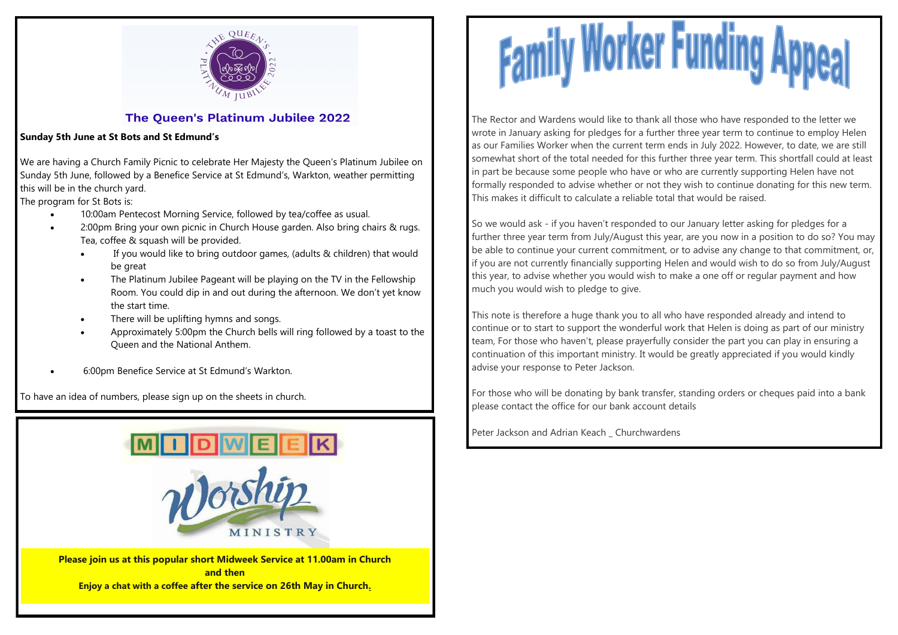## The Queen's Platinum Jubilee 2022

**Sunday 5th June at St Bots and St Edmund's**

We are having a Church Family Picnic to celebrate Her Majesty the Queen's Platinum Jubilee on Sunday 5th June, followed by a Benefice Service at St Edmund's, Warkton, weather permitting this will be in the church yard.

The program for St Bots is:

- 10:00am Pentecost Morning Service, followed by tea/coffee as usual.
- 2:00pm Bring your own picnic in Church House garden. Also bring chairs & rugs. Tea, coffee & squash will be provided.
  - If you would like to bring outdoor games, (adults & children) that would be great
  - The Platinum Jubilee Pageant will be playing on the TV in the Fellowship Room. You could dip in and out during the afternoon. We don't yet know the start time.
  - There will be uplifting hymns and songs.
  - Approximately 5:00pm the Church bells will ring followed by a toast to the Queen and the National Anthem.
- 6:00pm Benefice Service at St Edmund's Warkton.

To have an idea of numbers, please sign up on the sheets in church.

## MIDWEEK Worship MINISTRY

**Please join us at this popular short Midweek Service at 11.00am in Church and then Enjoy a chat with a coffee after the service on 26th May in Church.**

# Family Worker Funding Appeal

The Rector and Wardens would like to thank all those who have responded to the letter we wrote in January asking for pledges for a further three year term to continue to employ Helen as our Families Worker when the current term ends in July 2022. However, to date, we are still somewhat short of the total needed for this further three year term. This shortfall could at least in part be because some people who have or who are currently supporting Helen have not formally responded to advise whether or not they wish to continue donating for this new term. This makes it difficult to calculate a reliable total that would be raised.

So we would ask - if you haven't responded to our January letter asking for pledges for a further three year term from July/August this year, are you now in a position to do so? You may be able to continue your current commitment, or to advise any change to that commitment, or, if you are not currently financially supporting Helen and would wish to do so from July/August this year, to advise whether you would wish to make a one off or regular payment and how much you would wish to pledge to give.

This note is therefore a huge thank you to all who have responded already and intend to continue or to start to support the wonderful work that Helen is doing as part of our ministry team, For those who haven't, please prayerfully consider the part you can play in ensuring a continuation of this important ministry. It would be greatly appreciated if you would kindly advise your response to Peter Jackson.

For those who will be donating by bank transfer, standing orders or cheques paid into a bank please contact the office for our bank account details

Peter Jackson and Adrian Keach _ Churchwardens